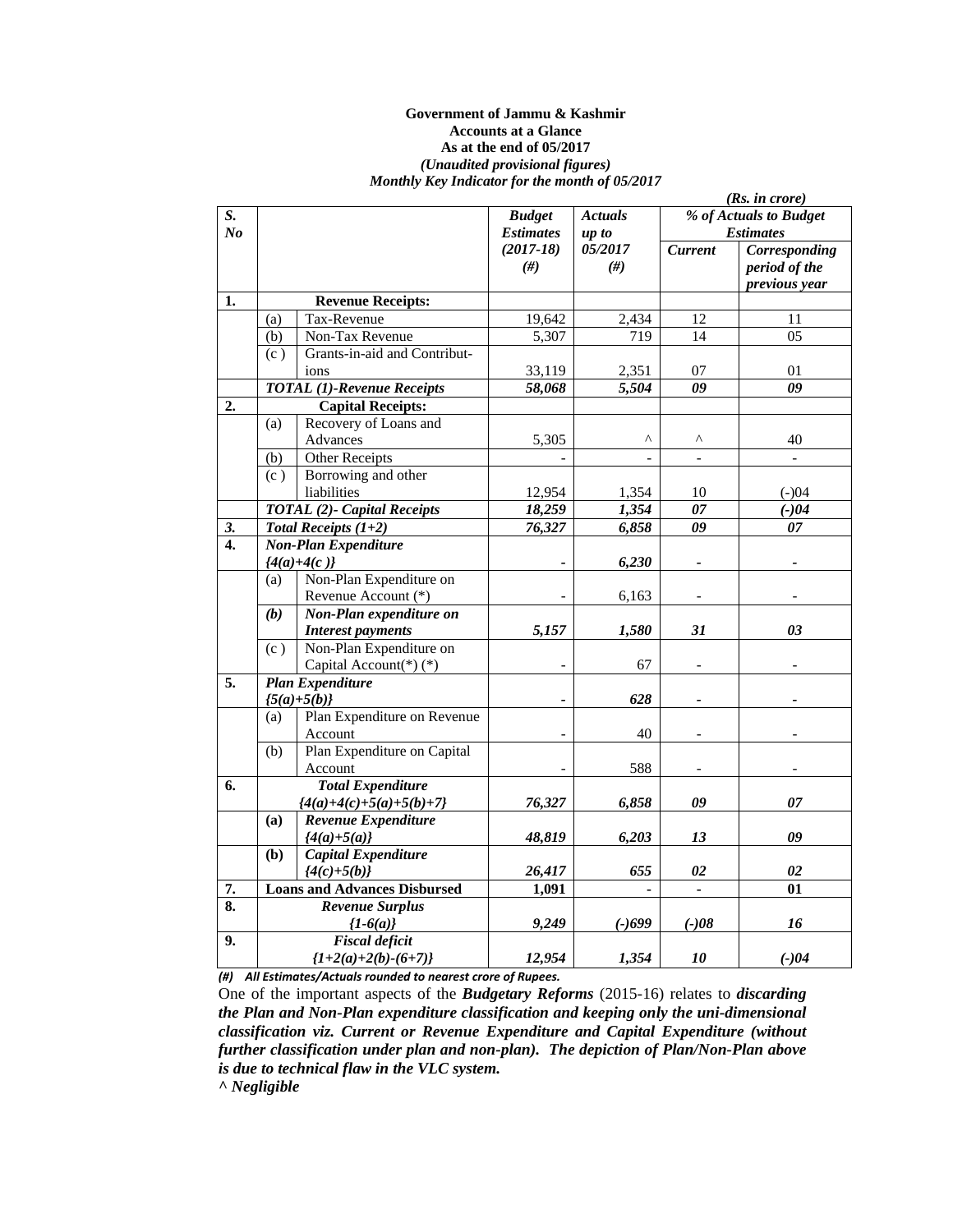**Government of Jammu & Kashmir**
**Accounts at a Glance**
**As at the end of 05/2017**
***(Unaudited provisional figures)***
***Monthly Key Indicator for the month of 05/2017***

***(Rs. in crore)***

| *S. No* | | | *Budget Estimates (2017-18) (#)* | *Actuals up to 05/2017 (#)* | *% of Actuals to Budget Estimates* | |
|---|---|---|---|---|---|---|
| | | | | | *Current* | *Corresponding period of the previous year* |
| **1.** | **Revenue Receipts:** | | | | | |
| | (a) | Tax-Revenue | 19,642 | 2,434 | 12 | 11 |
| | (b) | Non-Tax Revenue | 5,307 | 719 | 14 | 05 |
| | (c ) | Grants-in-aid and Contributions | 33,119 | 2,351 | 07 | 01 |
| | ***TOTAL (1)-Revenue Receipts*** | | ***58,068*** | ***5,504*** | ***09*** | ***09*** |
| **2.** | **Capital Receipts:** | | | | | |
| | (a) | Recovery of Loans and Advances | 5,305 | ^ | ^ | 40 |
| | (b) | Other Receipts | - | - | - | - |
| | (c ) | Borrowing and other liabilities | 12,954 | 1,354 | 10 | (-)04 |
| | ***TOTAL (2)- Capital Receipts*** | | ***18,259*** | ***1,354*** | ***07*** | ***(-)04*** |
| ***3.*** | ***Total Receipts (1+2)*** | | ***76,327*** | ***6,858*** | ***09*** | ***07*** |
| **4.** | ***Non-Plan Expenditure {4(a)+4(c )}*** | | ***-*** | ***6,230*** | ***-*** | ***-*** |
| | (a) | Non-Plan Expenditure on Revenue Account (*) | - | 6,163 | - | - |
| | ***(b)*** | ***Non-Plan expenditure on Interest payments*** | ***5,157*** | ***1,580*** | ***31*** | ***03*** |
| | (c ) | Non-Plan Expenditure on Capital Account(*) (*) | - | 67 | - | - |
| **5.** | ***Plan Expenditure {5(a)+5(b)}*** | | ***-*** | ***628*** | ***-*** | ***-*** |
| | (a) | Plan Expenditure on Revenue Account | - | 40 | - | - |
| | (b) | Plan Expenditure on Capital Account | - | 588 | - | - |
| **6.** | ***Total Expenditure {4(a)+4(c)+5(a)+5(b)+7}*** | | ***76,327*** | ***6,858*** | ***09*** | ***07*** |
| | **(a)** | ***Revenue Expenditure {4(a)+5(a)}*** | ***48,819*** | ***6,203*** | ***13*** | ***09*** |
| | **(b)** | ***Capital Expenditure {4(c)+5(b)}*** | ***26,417*** | ***655*** | ***02*** | ***02*** |
| **7.** | **Loans and Advances Disbursed** | | **1,091** | **-** | **-** | **01** |
| **8.** | ***Revenue Surplus {1-6(a)}*** | | ***9,249*** | ***(-)699*** | ***(-)08*** | ***16*** |
| **9.** | ***Fiscal deficit {1+2(a)+2(b)-(6+7)}*** | | ***12,954*** | ***1,354*** | ***10*** | ***(-)04*** |

***(#) All Estimates/Actuals rounded to nearest crore of Rupees.***

One of the important aspects of the ***Budgetary Reforms*** (2015-16) relates to ***discarding the Plan and Non-Plan expenditure classification and keeping only the uni-dimensional classification viz. Current or Revenue Expenditure and Capital Expenditure (without further classification under plan and non-plan). The depiction of Plan/Non-Plan above is due to technical flaw in the VLC system.***

***^ Negligible***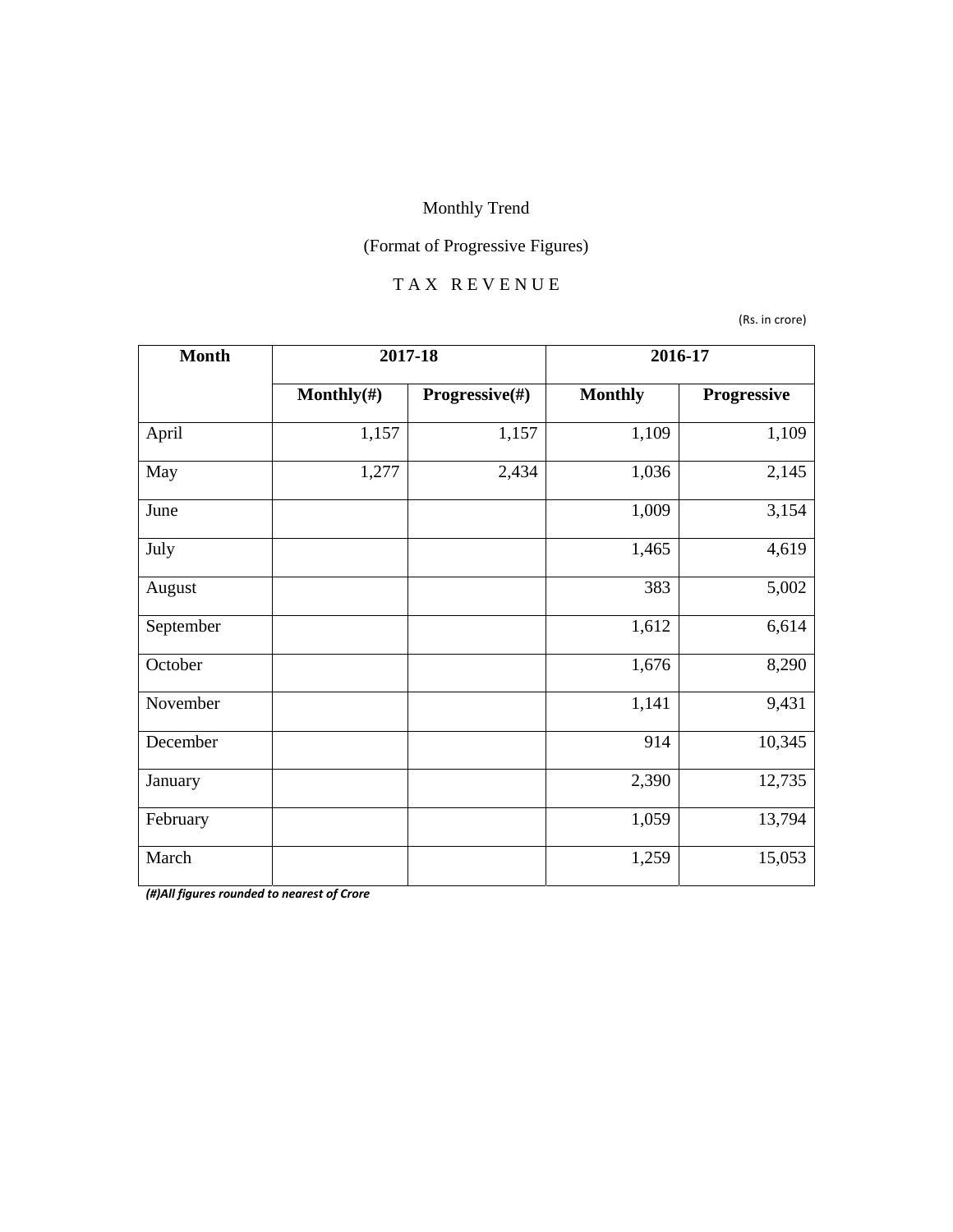Monthly Trend

(Format of Progressive Figures)

T A X  R E V E N U E

(Rs. in crore)

| Month | 2017-18 | | 2016-17 | |
|---|---|---|---|---|
| | Monthly(#) | Progressive(#) | Monthly | Progressive |
| April | 1,157 | 1,157 | 1,109 | 1,109 |
| May | 1,277 | 2,434 | 1,036 | 2,145 |
| June | | | 1,009 | 3,154 |
| July | | | 1,465 | 4,619 |
| August | | | 383 | 5,002 |
| September | | | 1,612 | 6,614 |
| October | | | 1,676 | 8,290 |
| November | | | 1,141 | 9,431 |
| December | | | 914 | 10,345 |
| January | | | 2,390 | 12,735 |
| February | | | 1,059 | 13,794 |
| March | | | 1,259 | 15,053 |

***(#)All figures rounded to nearest of Crore***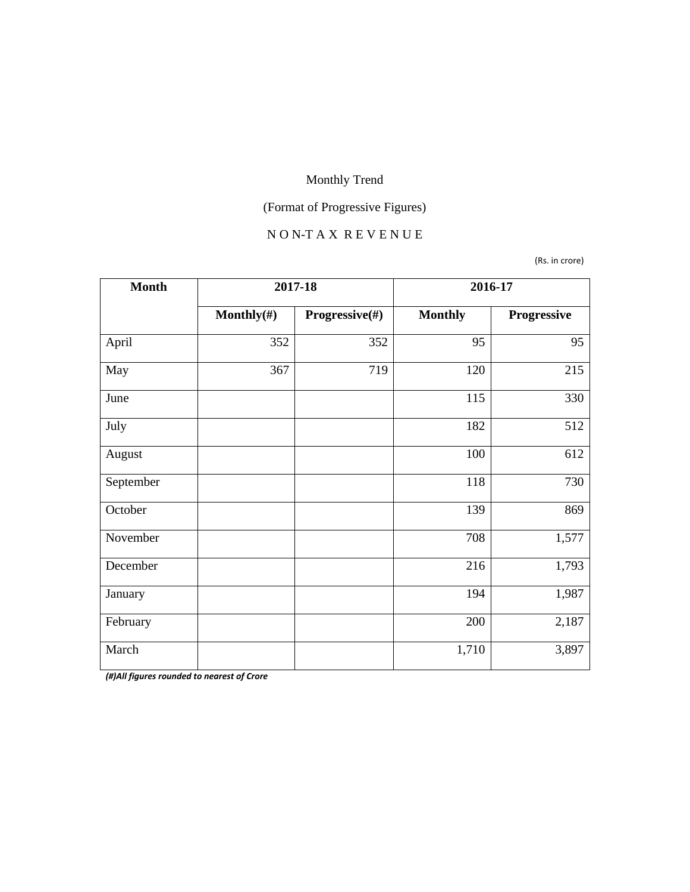Monthly Trend

(Format of Progressive Figures)

N O N-T A X R E V E N U E

(Rs. in crore)

| Month | 2017-18 | | 2016-17 | |
|---|---|---|---|---|
| | **Monthly(#)** | **Progressive(#)** | **Monthly** | **Progressive** |
| April | 352 | 352 | 95 | 95 |
| May | 367 | 719 | 120 | 215 |
| June | | | 115 | 330 |
| July | | | 182 | 512 |
| August | | | 100 | 612 |
| September | | | 118 | 730 |
| October | | | 139 | 869 |
| November | | | 708 | 1,577 |
| December | | | 216 | 1,793 |
| January | | | 194 | 1,987 |
| February | | | 200 | 2,187 |
| March | | | 1,710 | 3,897 |

***(#)All figures rounded to nearest of Crore***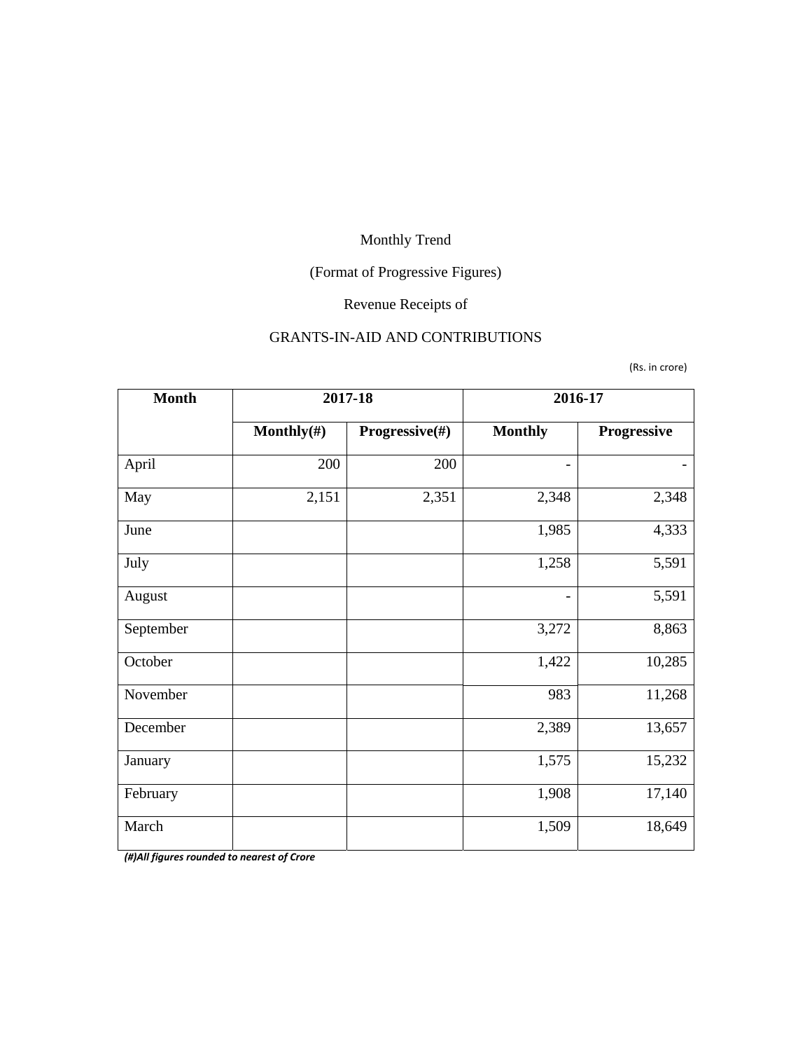Monthly Trend

(Format of Progressive Figures)

Revenue Receipts of

GRANTS-IN-AID AND CONTRIBUTIONS

(Rs. in crore)

| Month | 2017-18 | | 2016-17 | |
|---|---|---|---|---|
| | Monthly(#) | Progressive(#) | Monthly | Progressive |
| April | 200 | 200 | - | - |
| May | 2,151 | 2,351 | 2,348 | 2,348 |
| June | | | 1,985 | 4,333 |
| July | | | 1,258 | 5,591 |
| August | | | - | 5,591 |
| September | | | 3,272 | 8,863 |
| October | | | 1,422 | 10,285 |
| November | | | 983 | 11,268 |
| December | | | 2,389 | 13,657 |
| January | | | 1,575 | 15,232 |
| February | | | 1,908 | 17,140 |
| March | | | 1,509 | 18,649 |

***(#)All figures rounded to nearest of Crore***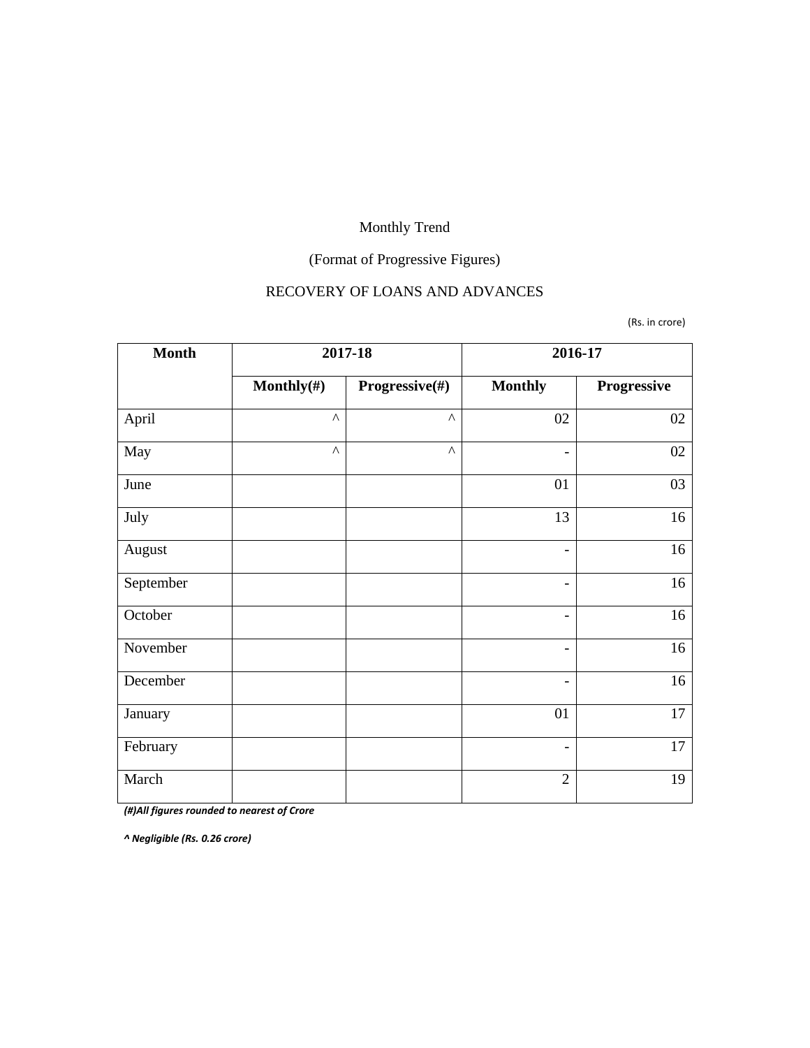Monthly Trend

(Format of Progressive Figures)

RECOVERY OF LOANS AND ADVANCES

(Rs. in crore)

| Month | 2017-18 | | 2016-17 | |
|---|---|---|---|---|
| | Monthly(#) | Progressive(#) | Monthly | Progressive |
| April | ^ | ^ | 02 | 02 |
| May | ^ | ^ | - | 02 |
| June | | | 01 | 03 |
| July | | | 13 | 16 |
| August | | | - | 16 |
| September | | | - | 16 |
| October | | | - | 16 |
| November | | | - | 16 |
| December | | | - | 16 |
| January | | | 01 | 17 |
| February | | | - | 17 |
| March | | | 2 | 19 |

***(#)All figures rounded to nearest of Crore***

***^ Negligible (Rs. 0.26 crore)***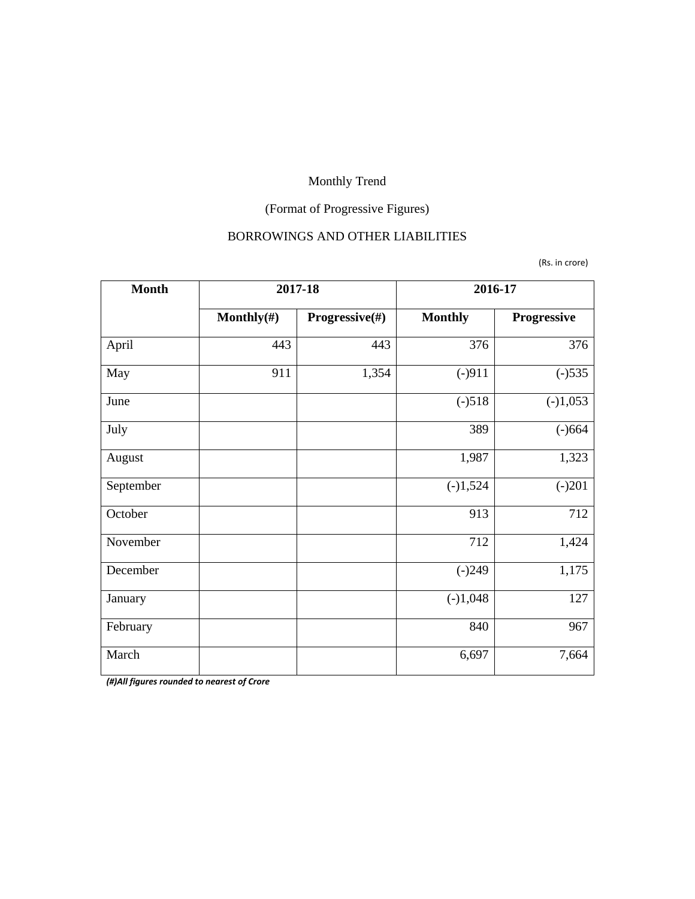Monthly Trend

(Format of Progressive Figures)

BORROWINGS AND OTHER LIABILITIES

(Rs. in crore)

| Month | 2017-18 | | 2016-17 | |
|---|---|---|---|---|
| | Monthly(#) | Progressive(#) | Monthly | Progressive |
| April | 443 | 443 | 376 | 376 |
| May | 911 | 1,354 | (-)911 | (-)535 |
| June | | | (-)518 | (-)1,053 |
| July | | | 389 | (-)664 |
| August | | | 1,987 | 1,323 |
| September | | | (-)1,524 | (-)201 |
| October | | | 913 | 712 |
| November | | | 712 | 1,424 |
| December | | | (-)249 | 1,175 |
| January | | | (-)1,048 | 127 |
| February | | | 840 | 967 |
| March | | | 6,697 | 7,664 |

***(#)All figures rounded to nearest of Crore***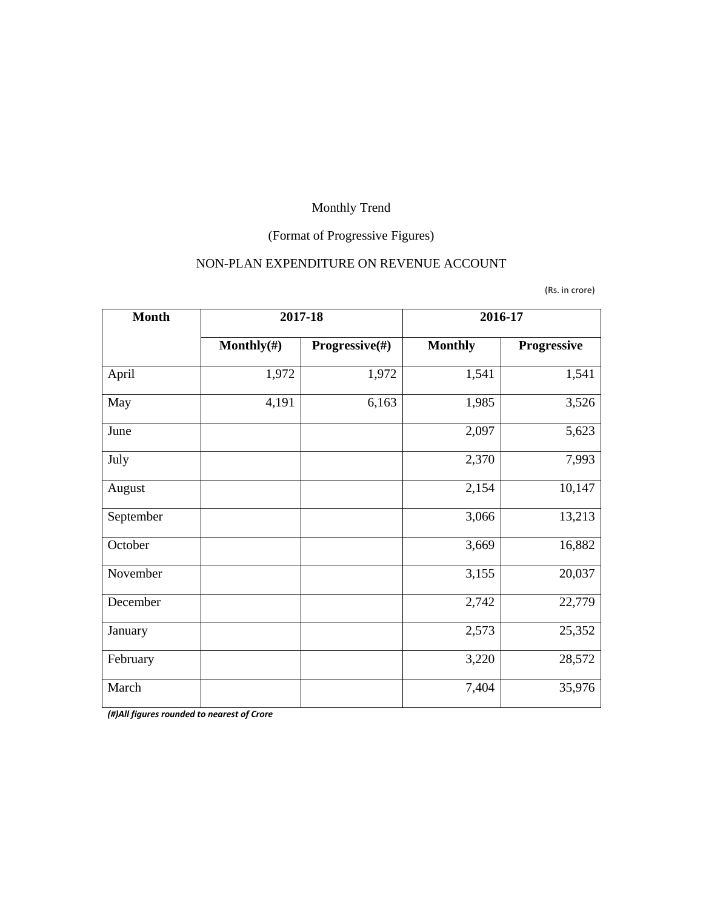Monthly Trend

(Format of Progressive Figures)

NON-PLAN EXPENDITURE ON REVENUE ACCOUNT

(Rs. in crore)

| Month | 2017-18 | | 2016-17 | |
|---|---|---|---|---|
| | Monthly(#) | Progressive(#) | Monthly | Progressive |
| April | 1,972 | 1,972 | 1,541 | 1,541 |
| May | 4,191 | 6,163 | 1,985 | 3,526 |
| June | | | 2,097 | 5,623 |
| July | | | 2,370 | 7,993 |
| August | | | 2,154 | 10,147 |
| September | | | 3,066 | 13,213 |
| October | | | 3,669 | 16,882 |
| November | | | 3,155 | 20,037 |
| December | | | 2,742 | 22,779 |
| January | | | 2,573 | 25,352 |
| February | | | 3,220 | 28,572 |
| March | | | 7,404 | 35,976 |

***(#)All figures rounded to nearest of Crore***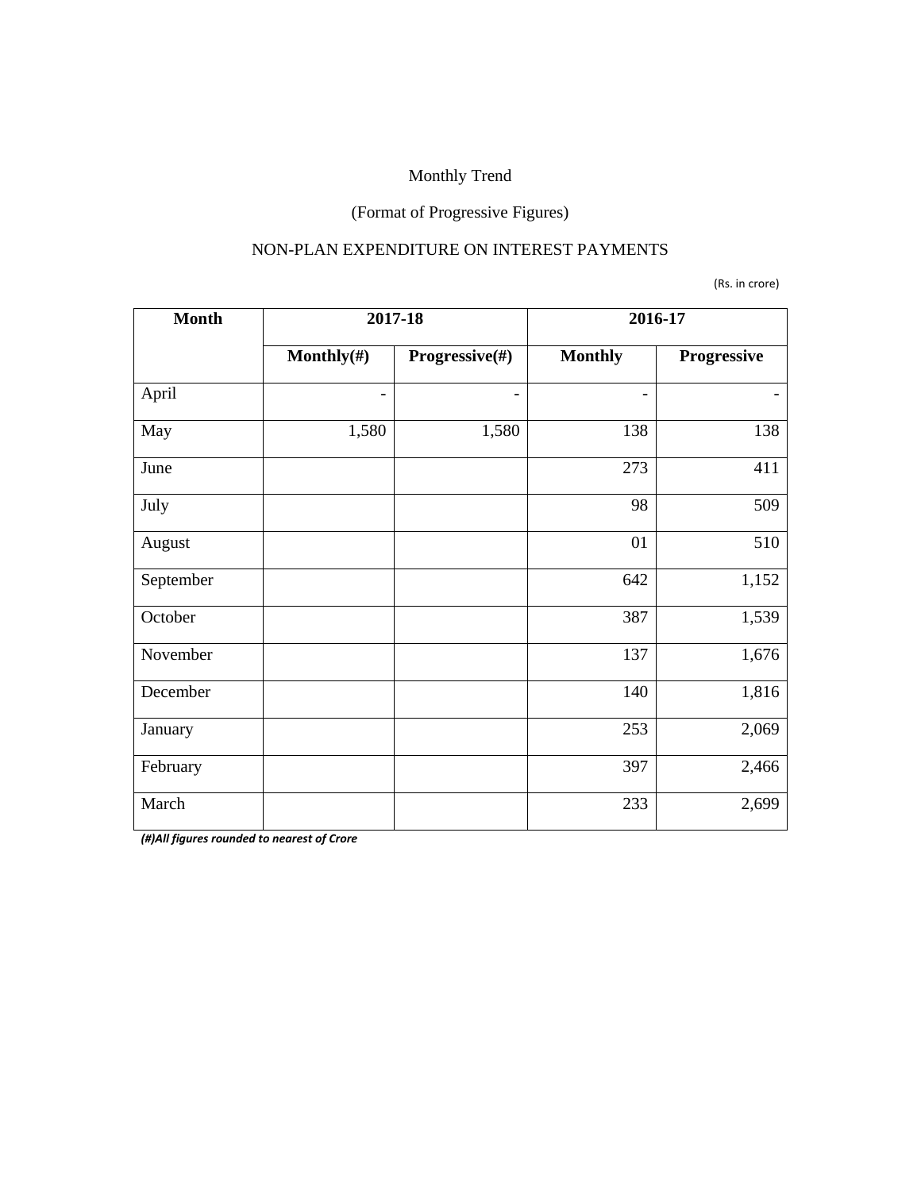Monthly Trend

(Format of Progressive Figures)

NON-PLAN EXPENDITURE ON INTEREST PAYMENTS

(Rs. in crore)

| Month | 2017-18 | | 2016-17 | |
|---|---|---|---|---|
| | **Monthly(#)** | **Progressive(#)** | **Monthly** | **Progressive** |
| April | - | - | - | - |
| May | 1,580 | 1,580 | 138 | 138 |
| June | | | 273 | 411 |
| July | | | 98 | 509 |
| August | | | 01 | 510 |
| September | | | 642 | 1,152 |
| October | | | 387 | 1,539 |
| November | | | 137 | 1,676 |
| December | | | 140 | 1,816 |
| January | | | 253 | 2,069 |
| February | | | 397 | 2,466 |
| March | | | 233 | 2,699 |

***(#)All figures rounded to nearest of Crore***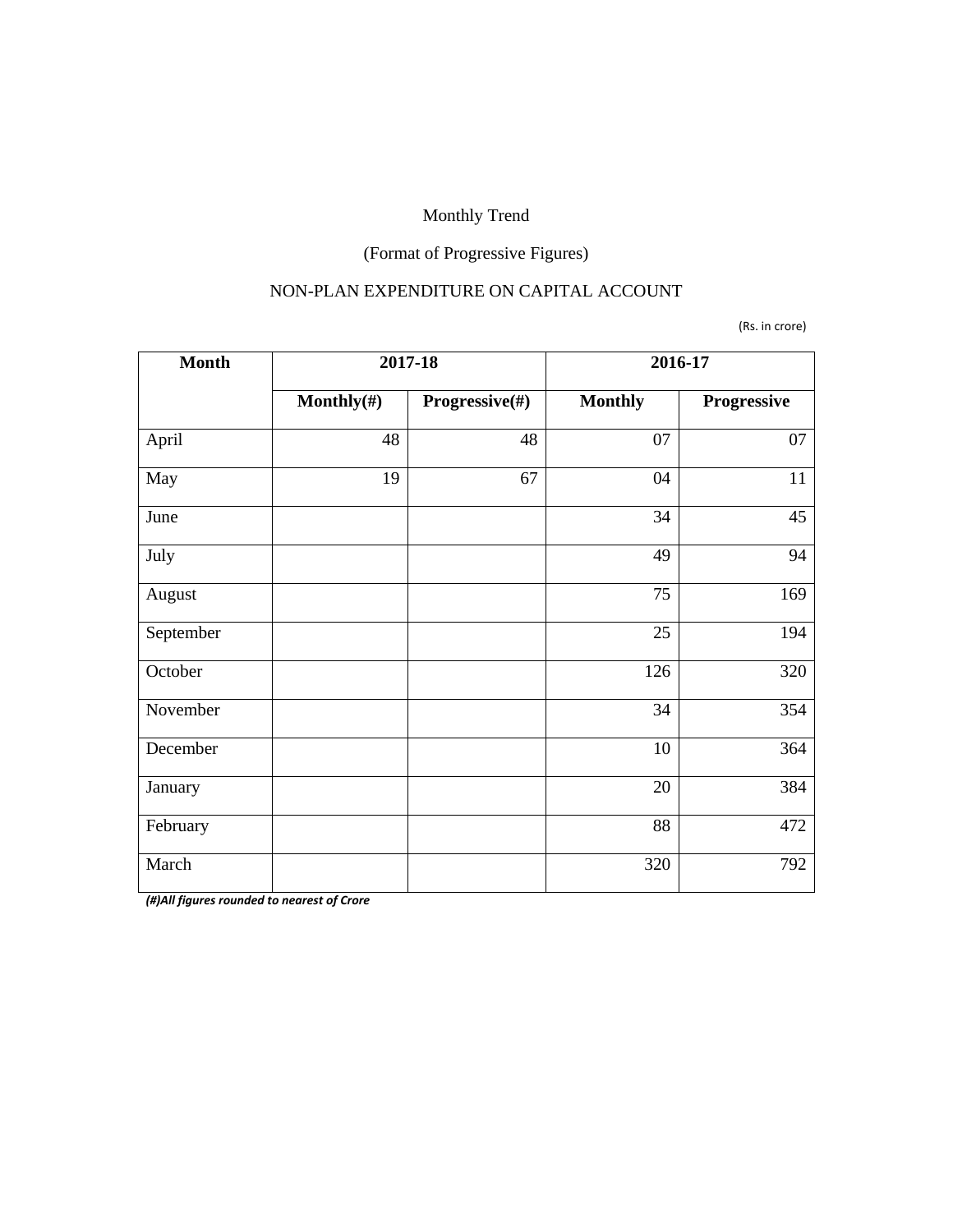Monthly Trend

(Format of Progressive Figures)

NON-PLAN EXPENDITURE ON CAPITAL ACCOUNT

(Rs. in crore)

| Month | 2017-18 | | 2016-17 | |
|---|---|---|---|---|
| | Monthly(#) | Progressive(#) | Monthly | Progressive |
| April | 48 | 48 | 07 | 07 |
| May | 19 | 67 | 04 | 11 |
| June | | | 34 | 45 |
| July | | | 49 | 94 |
| August | | | 75 | 169 |
| September | | | 25 | 194 |
| October | | | 126 | 320 |
| November | | | 34 | 354 |
| December | | | 10 | 364 |
| January | | | 20 | 384 |
| February | | | 88 | 472 |
| March | | | 320 | 792 |

***(#)All figures rounded to nearest of Crore***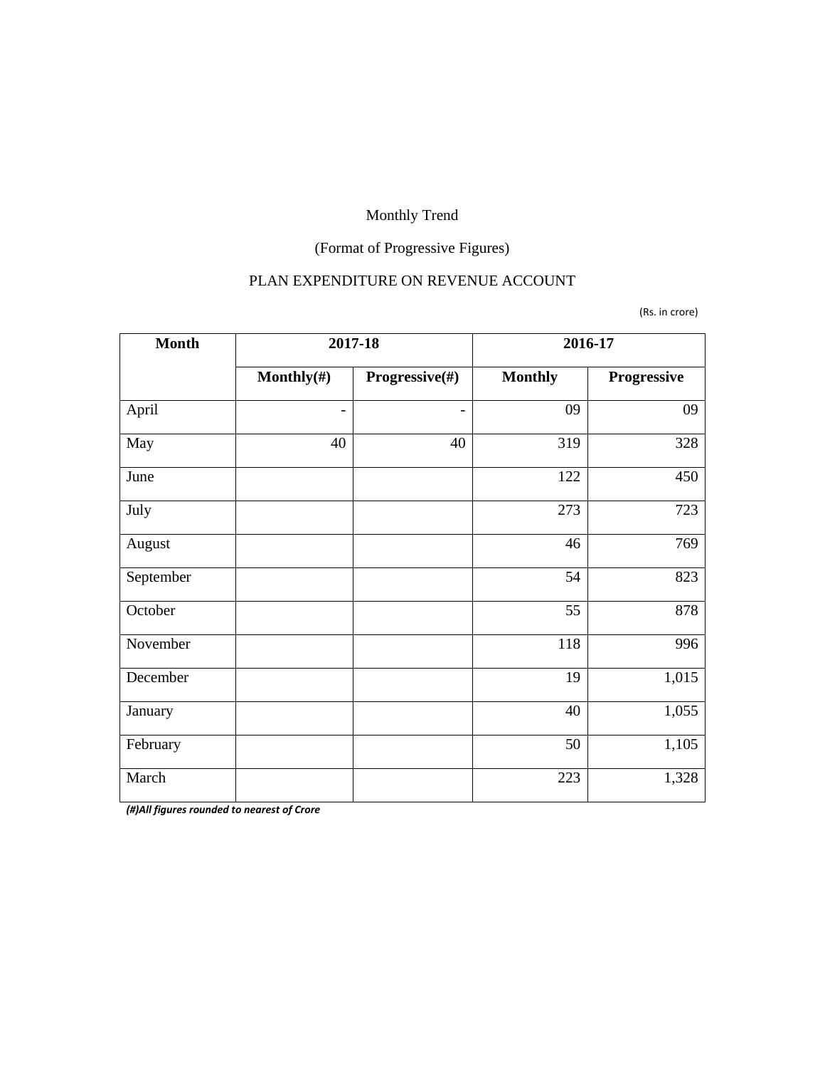Monthly Trend

(Format of Progressive Figures)

PLAN EXPENDITURE ON REVENUE ACCOUNT

(Rs. in crore)

| Month | 2017-18 | | 2016-17 | |
|---|---|---|---|---|
| | **Monthly(#)** | **Progressive(#)** | **Monthly** | **Progressive** |
| April | - | - | 09 | 09 |
| May | 40 | 40 | 319 | 328 |
| June | | | 122 | 450 |
| July | | | 273 | 723 |
| August | | | 46 | 769 |
| September | | | 54 | 823 |
| October | | | 55 | 878 |
| November | | | 118 | 996 |
| December | | | 19 | 1,015 |
| January | | | 40 | 1,055 |
| February | | | 50 | 1,105 |
| March | | | 223 | 1,328 |

***(#)All figures rounded to nearest of Crore***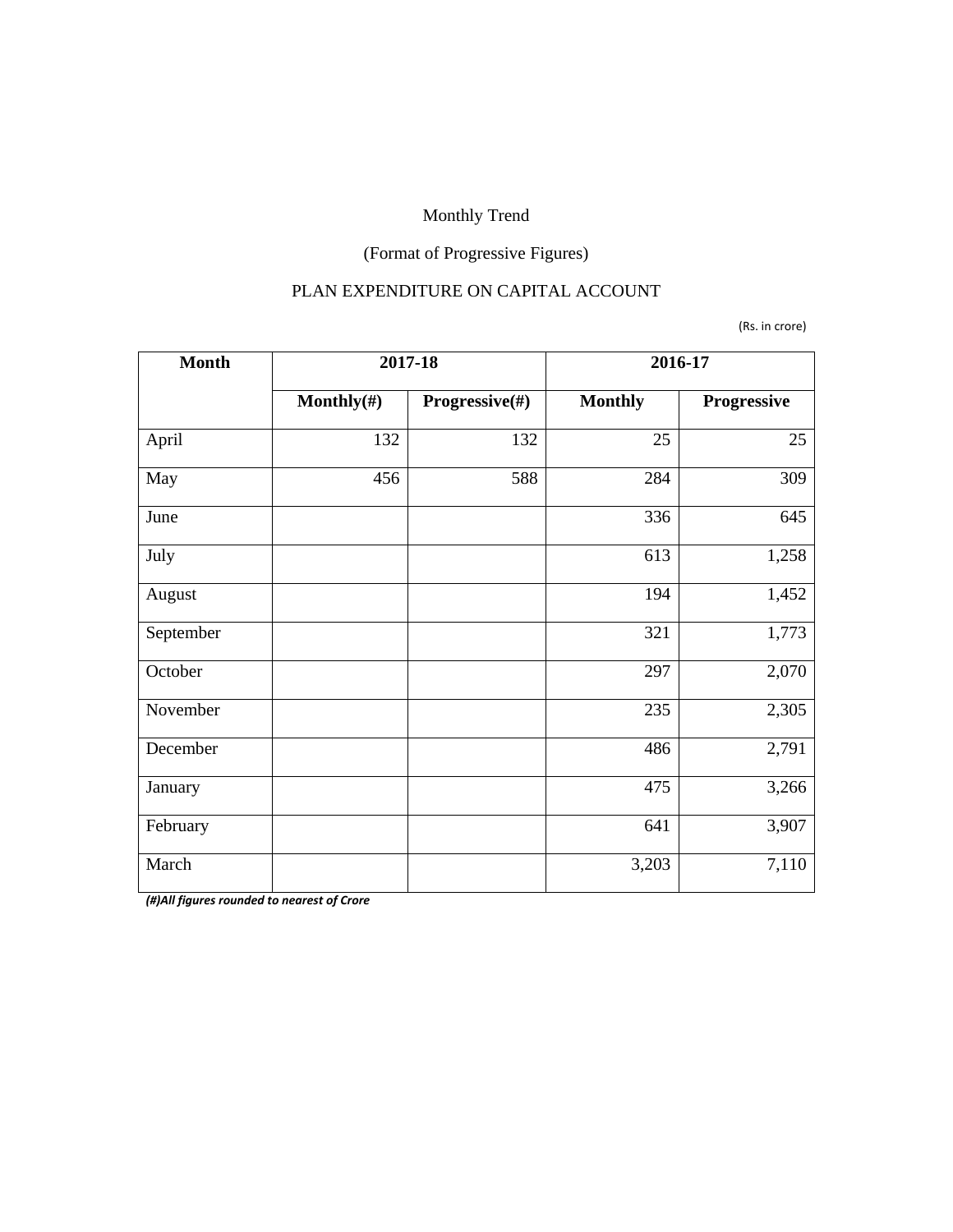Monthly Trend

(Format of Progressive Figures)

PLAN EXPENDITURE ON CAPITAL ACCOUNT

(Rs. in crore)

| Month | 2017-18 | | 2016-17 | |
|---|---|---|---|---|
| | **Monthly(#)** | **Progressive(#)** | **Monthly** | **Progressive** |
| April | 132 | 132 | 25 | 25 |
| May | 456 | 588 | 284 | 309 |
| June | | | 336 | 645 |
| July | | | 613 | 1,258 |
| August | | | 194 | 1,452 |
| September | | | 321 | 1,773 |
| October | | | 297 | 2,070 |
| November | | | 235 | 2,305 |
| December | | | 486 | 2,791 |
| January | | | 475 | 3,266 |
| February | | | 641 | 3,907 |
| March | | | 3,203 | 7,110 |

***(#)All figures rounded to nearest of Crore***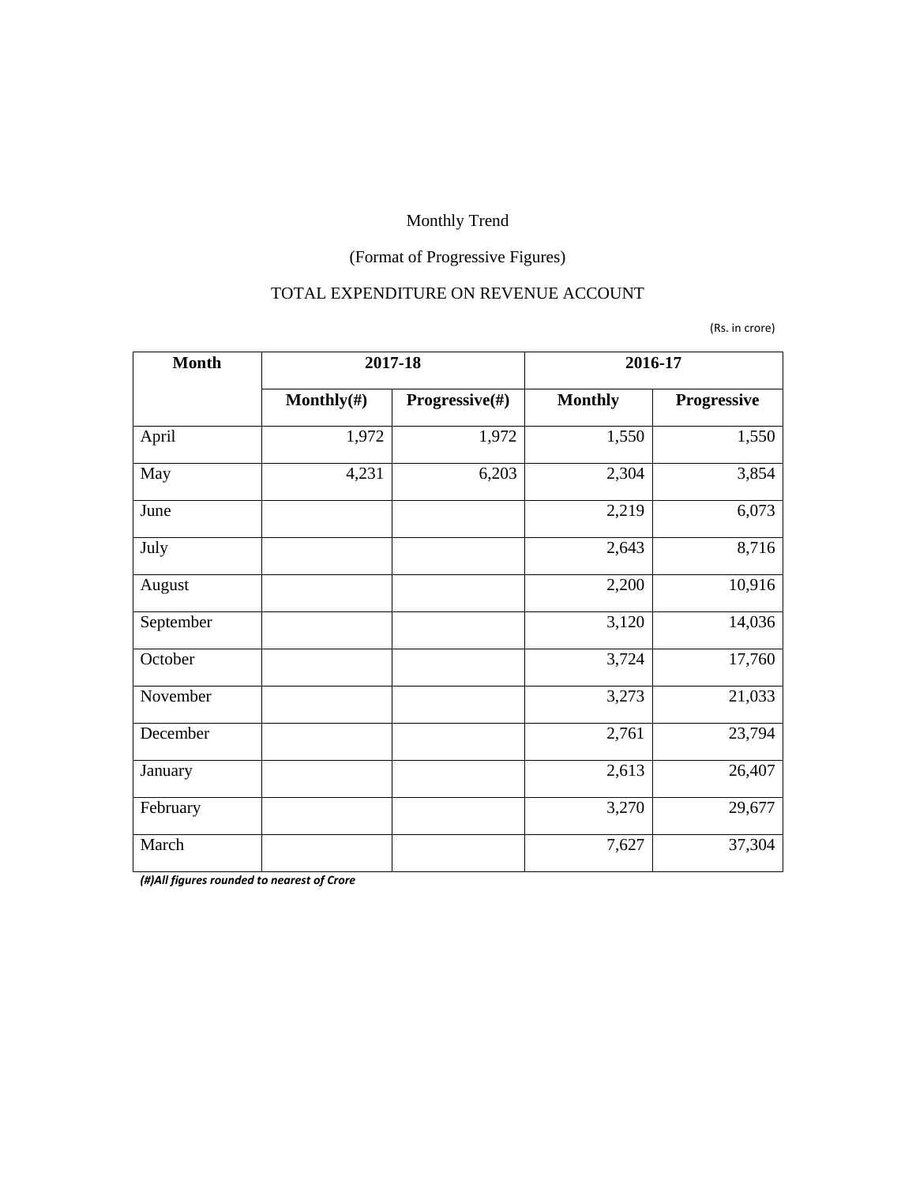Monthly Trend

(Format of Progressive Figures)

TOTAL EXPENDITURE ON REVENUE ACCOUNT

(Rs. in crore)

| Month | 2017-18 | | 2016-17 | |
|---|---|---|---|---|
| | Monthly(#) | Progressive(#) | Monthly | Progressive |
| April | 1,972 | 1,972 | 1,550 | 1,550 |
| May | 4,231 | 6,203 | 2,304 | 3,854 |
| June | | | 2,219 | 6,073 |
| July | | | 2,643 | 8,716 |
| August | | | 2,200 | 10,916 |
| September | | | 3,120 | 14,036 |
| October | | | 3,724 | 17,760 |
| November | | | 3,273 | 21,033 |
| December | | | 2,761 | 23,794 |
| January | | | 2,613 | 26,407 |
| February | | | 3,270 | 29,677 |
| March | | | 7,627 | 37,304 |

***(#)All figures rounded to nearest of Crore***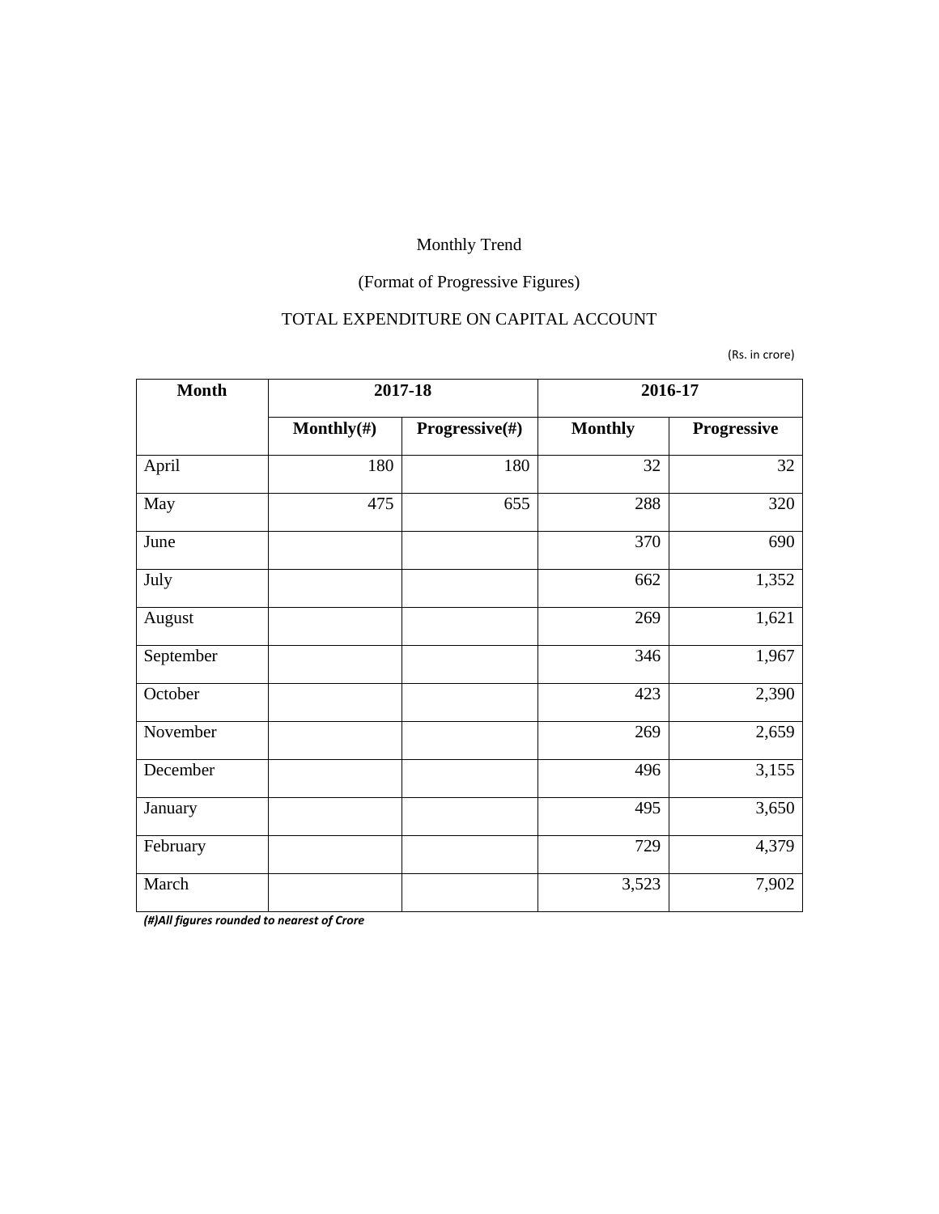Monthly Trend

(Format of Progressive Figures)

TOTAL EXPENDITURE ON CAPITAL ACCOUNT

(Rs. in crore)

| Month | 2017-18 | | 2016-17 | |
|---|---|---|---|---|
| | **Monthly(#)** | **Progressive(#)** | **Monthly** | **Progressive** |
| April | 180 | 180 | 32 | 32 |
| May | 475 | 655 | 288 | 320 |
| June | | | 370 | 690 |
| July | | | 662 | 1,352 |
| August | | | 269 | 1,621 |
| September | | | 346 | 1,967 |
| October | | | 423 | 2,390 |
| November | | | 269 | 2,659 |
| December | | | 496 | 3,155 |
| January | | | 495 | 3,650 |
| February | | | 729 | 4,379 |
| March | | | 3,523 | 7,902 |

***(#)All figures rounded to nearest of Crore***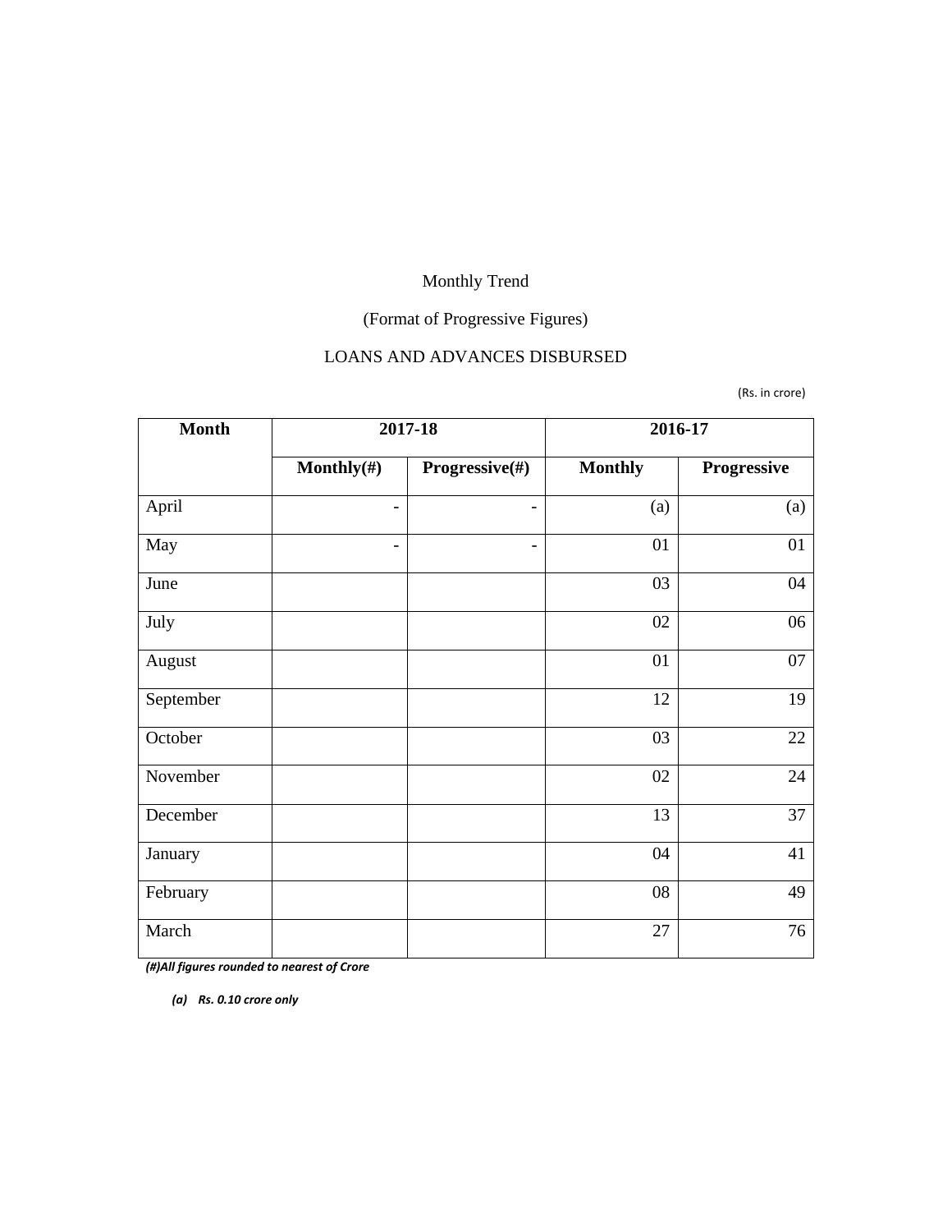Monthly Trend

(Format of Progressive Figures)

LOANS AND ADVANCES DISBURSED

(Rs. in crore)

| Month | 2017-18 | | 2016-17 | |
|---|---|---|---|---|
| | **Monthly(#)** | **Progressive(#)** | **Monthly** | **Progressive** |
| April | - | - | (a) | (a) |
| May | - | - | 01 | 01 |
| June | | | 03 | 04 |
| July | | | 02 | 06 |
| August | | | 01 | 07 |
| September | | | 12 | 19 |
| October | | | 03 | 22 |
| November | | | 02 | 24 |
| December | | | 13 | 37 |
| January | | | 04 | 41 |
| February | | | 08 | 49 |
| March | | | 27 | 76 |

***(#)All figures rounded to nearest of Crore***

***(a) Rs. 0.10 crore only***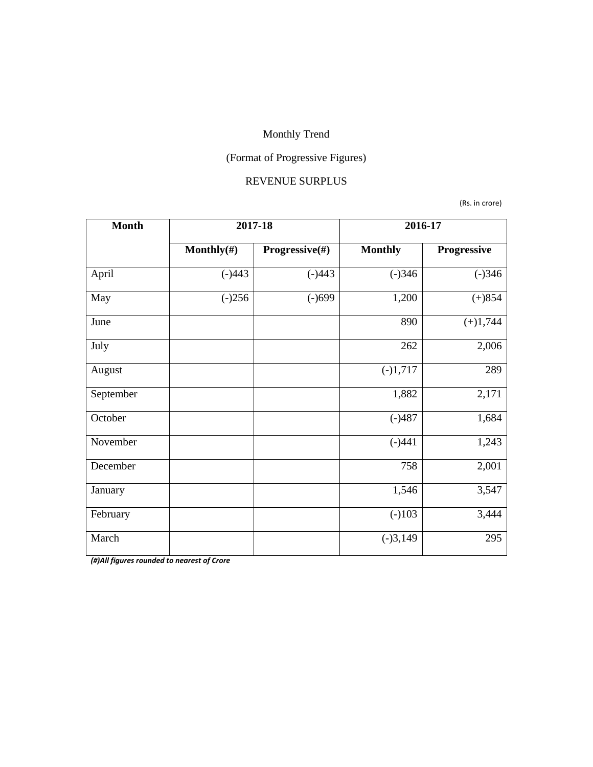Monthly Trend

(Format of Progressive Figures)

REVENUE SURPLUS

(Rs. in crore)

| Month | 2017-18 | | 2016-17 | |
|---|---|---|---|---|
| | **Monthly(#)** | **Progressive(#)** | **Monthly** | **Progressive** |
| April | (-)443 | (-)443 | (-)346 | (-)346 |
| May | (-)256 | (-)699 | 1,200 | (+)854 |
| June | | | 890 | (+)1,744 |
| July | | | 262 | 2,006 |
| August | | | (-)1,717 | 289 |
| September | | | 1,882 | 2,171 |
| October | | | (-)487 | 1,684 |
| November | | | (-)441 | 1,243 |
| December | | | 758 | 2,001 |
| January | | | 1,546 | 3,547 |
| February | | | (-)103 | 3,444 |
| March | | | (-)3,149 | 295 |

***(#)All figures rounded to nearest of Crore***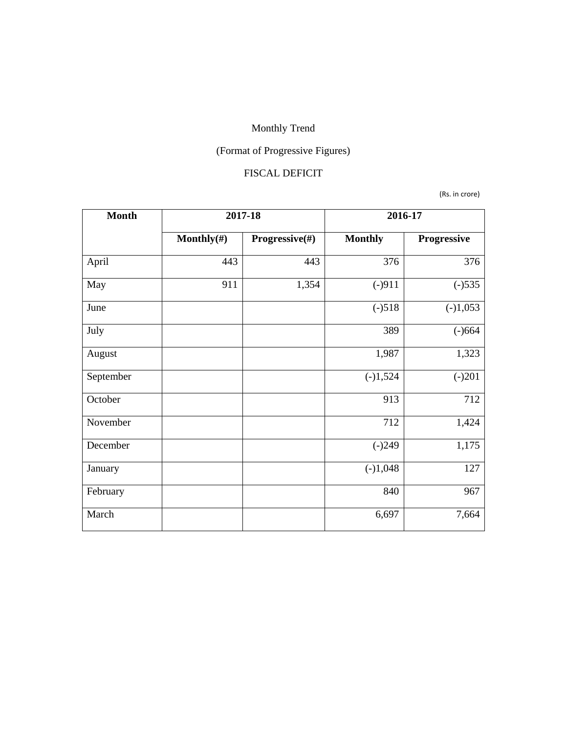Monthly Trend

(Format of Progressive Figures)

FISCAL DEFICIT

(Rs. in crore)

| Month | 2017-18 | | 2016-17 | |
|---|---|---|---|---|
| | Monthly(#) | Progressive(#) | Monthly | Progressive |
| April | 443 | 443 | 376 | 376 |
| May | 911 | 1,354 | (-)911 | (-)535 |
| June | | | (-)518 | (-)1,053 |
| July | | | 389 | (-)664 |
| August | | | 1,987 | 1,323 |
| September | | | (-)1,524 | (-)201 |
| October | | | 913 | 712 |
| November | | | 712 | 1,424 |
| December | | | (-)249 | 1,175 |
| January | | | (-)1,048 | 127 |
| February | | | 840 | 967 |
| March | | | 6,697 | 7,664 |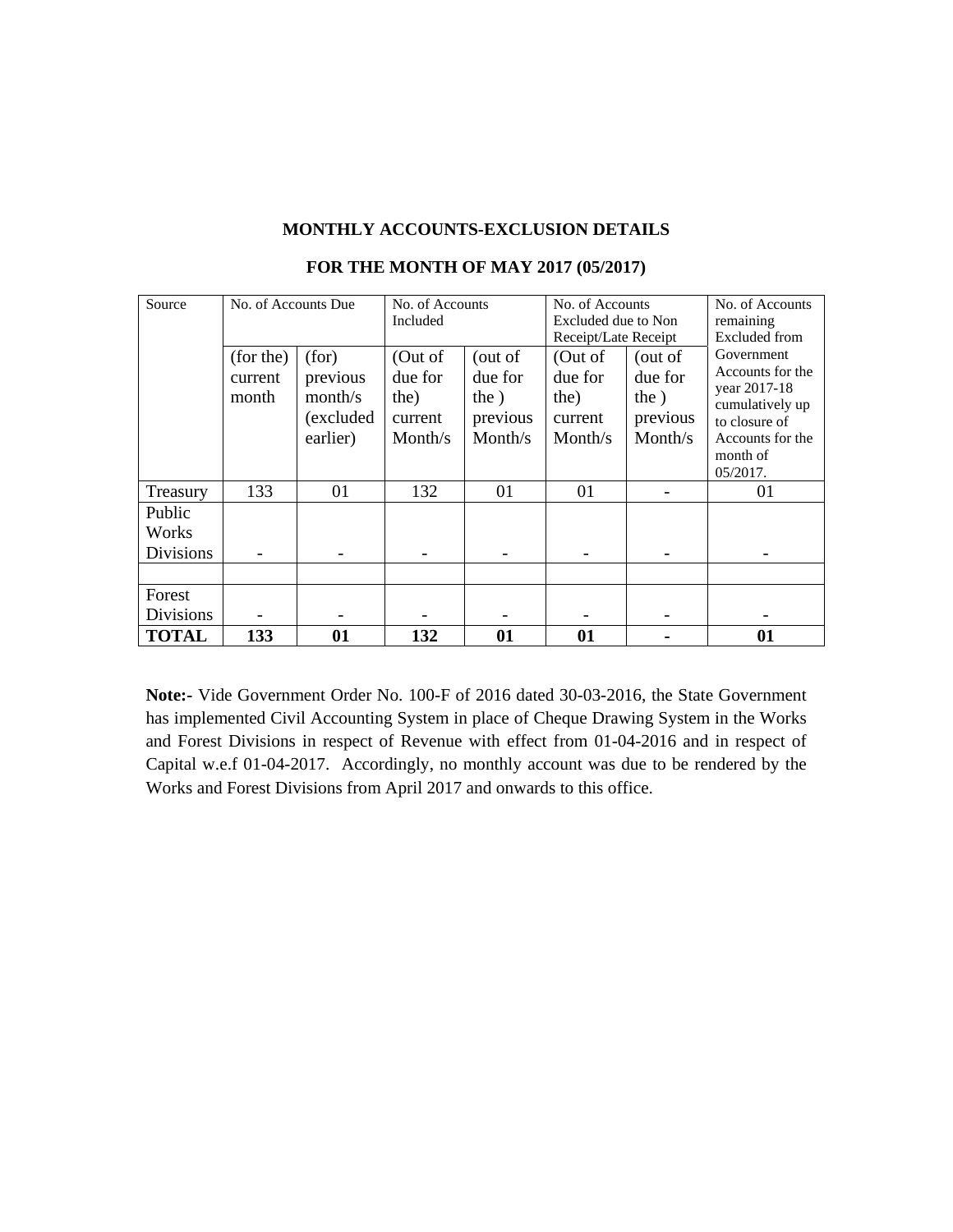**MONTHLY ACCOUNTS-EXCLUSION DETAILS**

**FOR THE MONTH OF MAY 2017 (05/2017)**

| Source | No. of Accounts Due | | No. of Accounts Included | | No. of Accounts Excluded due to Non Receipt/Late Receipt | | No. of Accounts remaining Excluded from Government Accounts for the year 2017-18 cumulatively up to closure of Accounts for the month of 05/2017. |
|---|---|---|---|---|---|---|---|
| | (for the) current month | (for) previous month/s (excluded earlier) | (Out of due for the) current Month/s | (out of due for the ) previous Month/s | (Out of due for the) current Month/s | (out of due for the ) previous Month/s | |
| Treasury | 133 | 01 | 132 | 01 | 01 | - | 01 |
| Public Works Divisions | - | - | - | - | - | - | - |
| | | | | | | | |
| Forest Divisions | - | - | - | - | - | - | - |
| **TOTAL** | **133** | **01** | **132** | **01** | **01** | **-** | **01** |

**Note:-** Vide Government Order No. 100-F of 2016 dated 30-03-2016, the State Government has implemented Civil Accounting System in place of Cheque Drawing System in the Works and Forest Divisions in respect of Revenue with effect from 01-04-2016 and in respect of Capital w.e.f 01-04-2017. Accordingly, no monthly account was due to be rendered by the Works and Forest Divisions from April 2017 and onwards to this office.